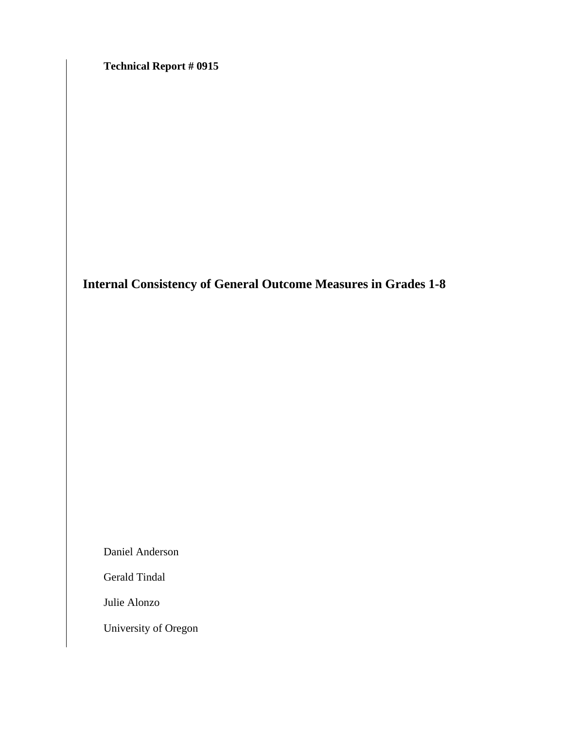**Technical Report # 0915**

# Internal Consistency of General Outcome Measures in Grades 1-8

Daniel Anderson

Gerald Tindal

Julie Alonzo

University of Oregon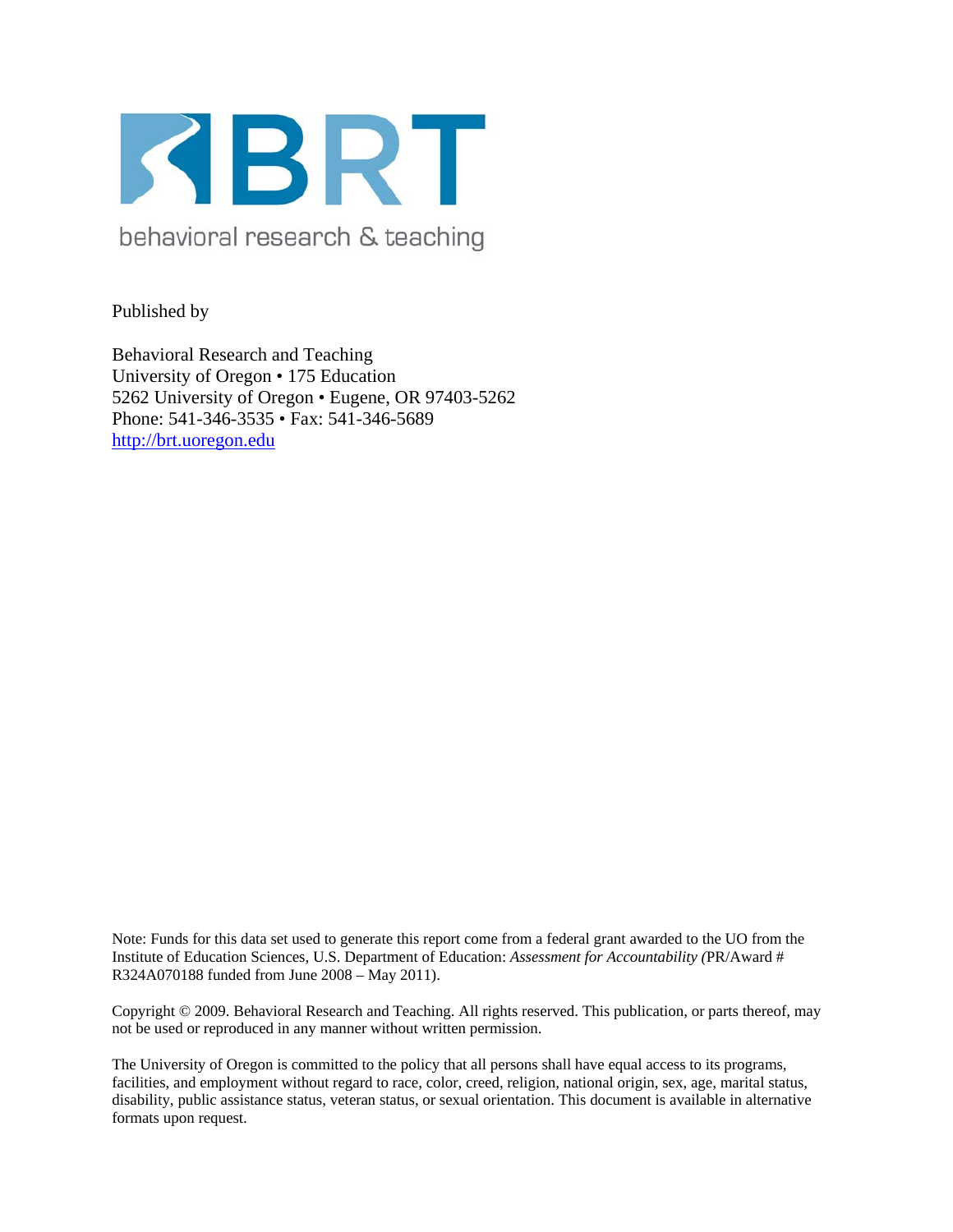BRT

behavioral research & teaching

Published by

Behavioral Research and Teaching
University of Oregon • 175 Education
5262 University of Oregon • Eugene, OR 97403-5262
Phone: 541-346-3535 • Fax: 541-346-5689
http://brt.uoregon.edu

Note: Funds for this data set used to generate this report come from a federal grant awarded to the UO from the Institute of Education Sciences, U.S. Department of Education: *Assessment for Accountability (*PR/Award # R324A070188 funded from June 2008 – May 2011).

Copyright © 2009. Behavioral Research and Teaching. All rights reserved. This publication, or parts thereof, may not be used or reproduced in any manner without written permission.

The University of Oregon is committed to the policy that all persons shall have equal access to its programs, facilities, and employment without regard to race, color, creed, religion, national origin, sex, age, marital status, disability, public assistance status, veteran status, or sexual orientation. This document is available in alternative formats upon request.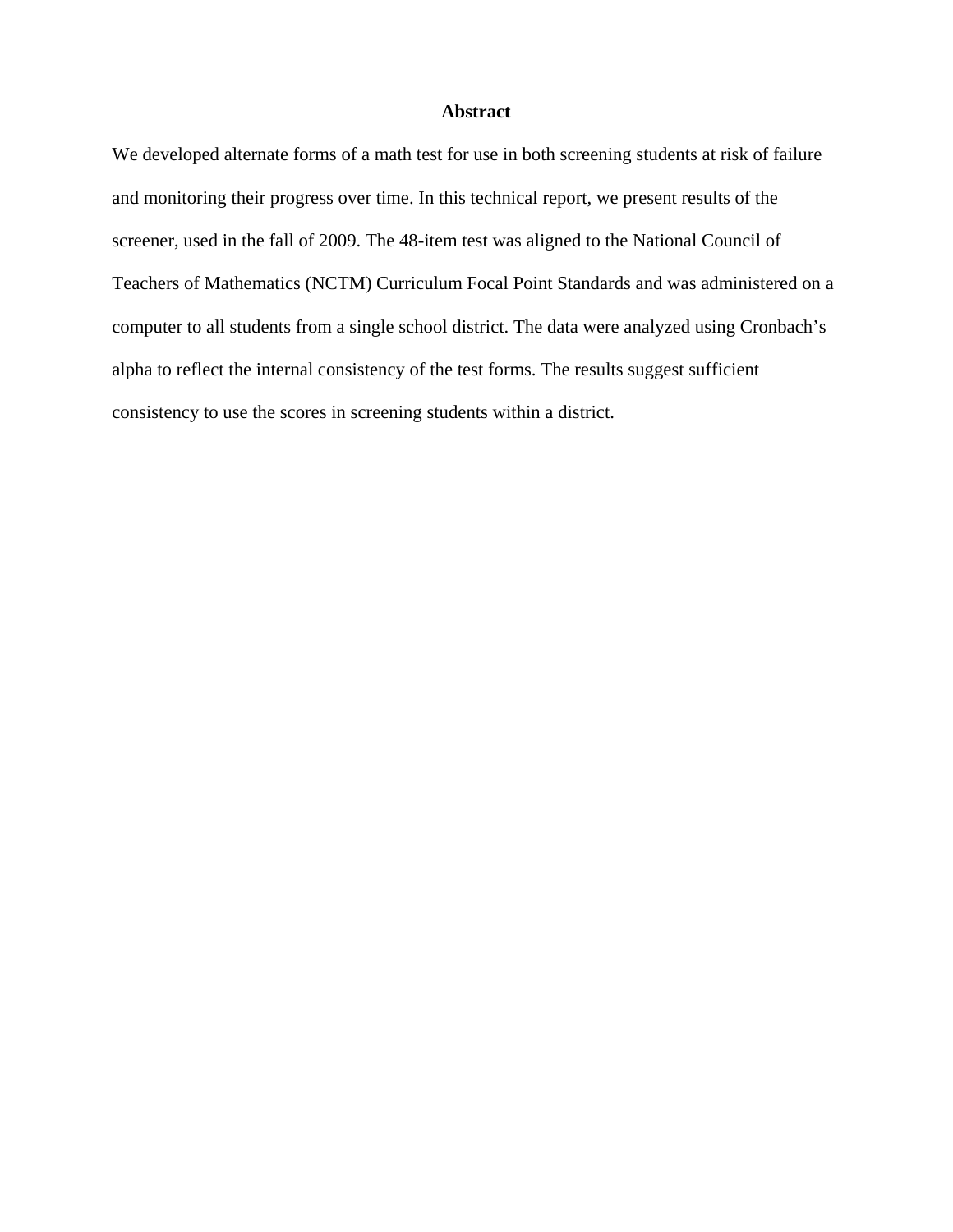# Abstract

We developed alternate forms of a math test for use in both screening students at risk of failure and monitoring their progress over time. In this technical report, we present results of the screener, used in the fall of 2009. The 48-item test was aligned to the National Council of Teachers of Mathematics (NCTM) Curriculum Focal Point Standards and was administered on a computer to all students from a single school district. The data were analyzed using Cronbach's alpha to reflect the internal consistency of the test forms. The results suggest sufficient consistency to use the scores in screening students within a district.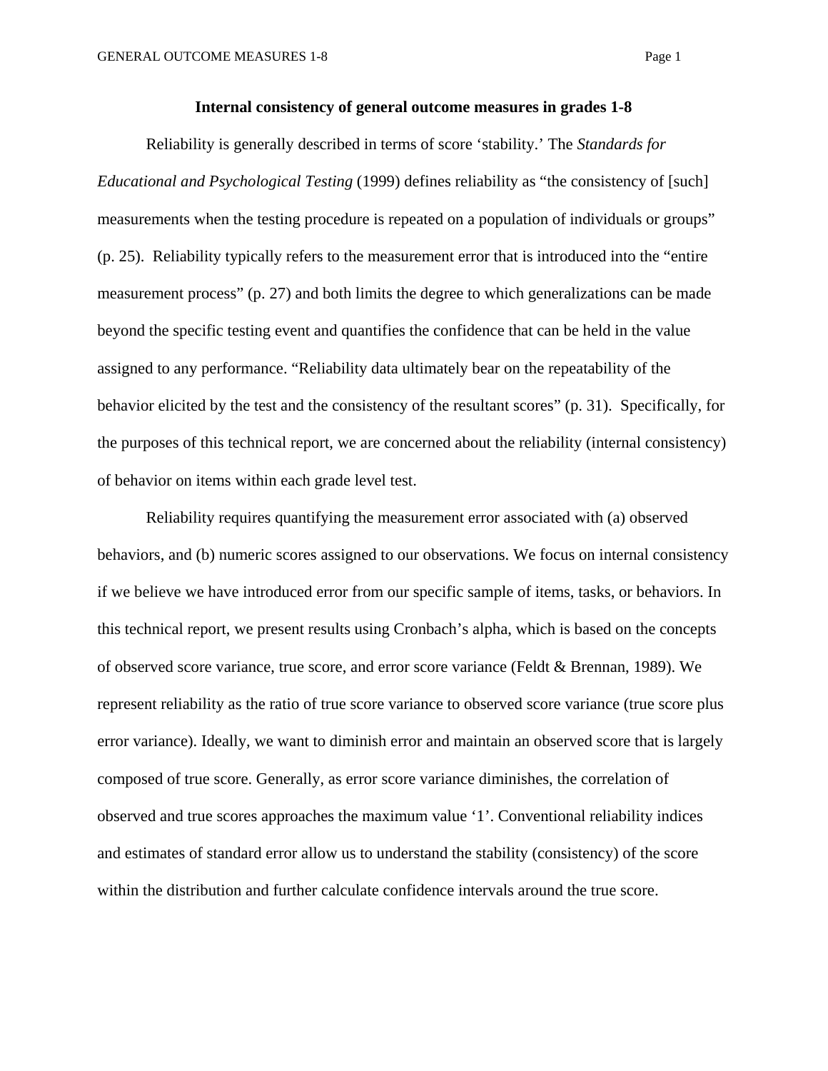## Internal consistency of general outcome measures in grades 1-8

Reliability is generally described in terms of score 'stability.' The *Standards for Educational and Psychological Testing* (1999) defines reliability as "the consistency of [such] measurements when the testing procedure is repeated on a population of individuals or groups" (p. 25). Reliability typically refers to the measurement error that is introduced into the "entire measurement process" (p. 27) and both limits the degree to which generalizations can be made beyond the specific testing event and quantifies the confidence that can be held in the value assigned to any performance. "Reliability data ultimately bear on the repeatability of the behavior elicited by the test and the consistency of the resultant scores" (p. 31). Specifically, for the purposes of this technical report, we are concerned about the reliability (internal consistency) of behavior on items within each grade level test.

Reliability requires quantifying the measurement error associated with (a) observed behaviors, and (b) numeric scores assigned to our observations. We focus on internal consistency if we believe we have introduced error from our specific sample of items, tasks, or behaviors. In this technical report, we present results using Cronbach's alpha, which is based on the concepts of observed score variance, true score, and error score variance (Feldt & Brennan, 1989). We represent reliability as the ratio of true score variance to observed score variance (true score plus error variance). Ideally, we want to diminish error and maintain an observed score that is largely composed of true score. Generally, as error score variance diminishes, the correlation of observed and true scores approaches the maximum value '1'. Conventional reliability indices and estimates of standard error allow us to understand the stability (consistency) of the score within the distribution and further calculate confidence intervals around the true score.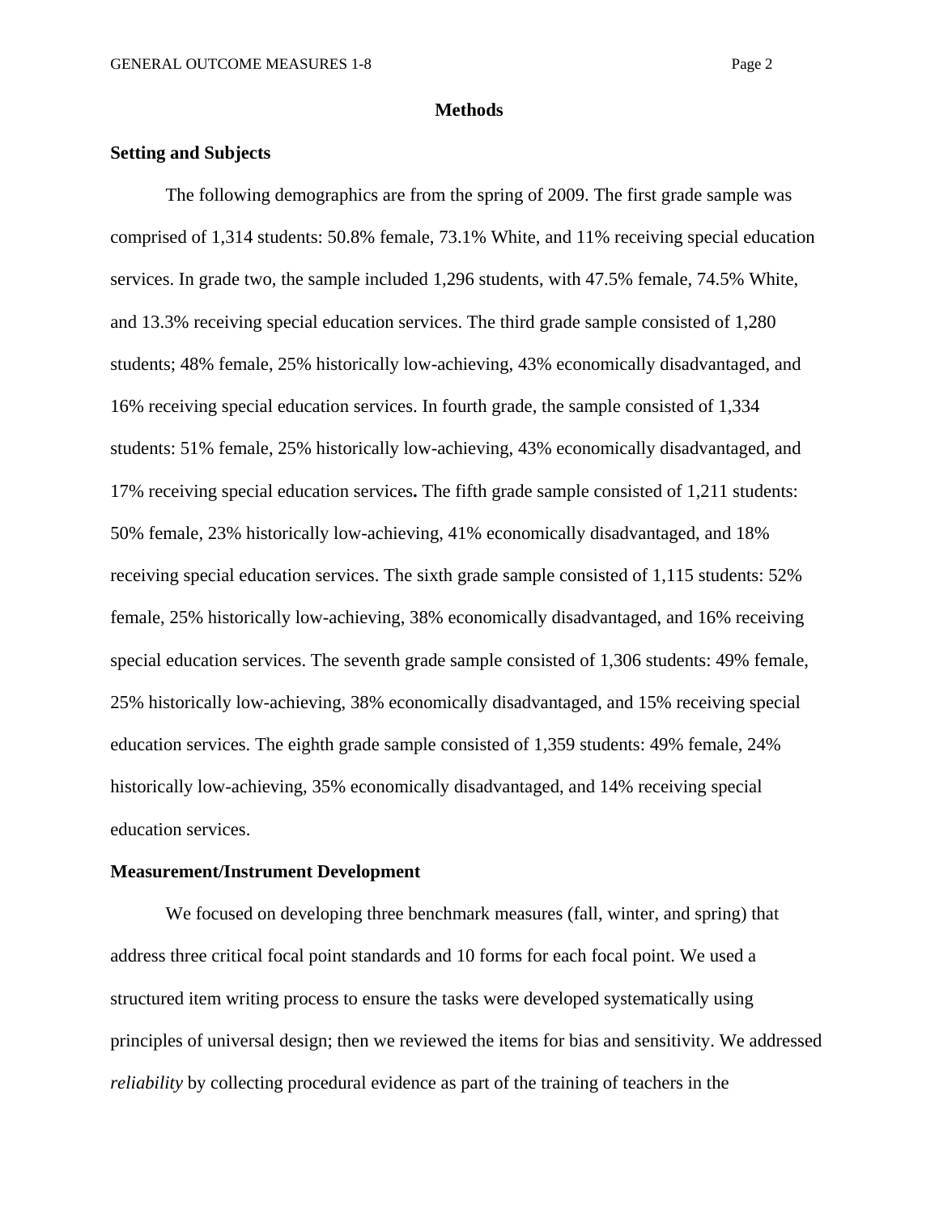# Methods

## Setting and Subjects

The following demographics are from the spring of 2009. The first grade sample was comprised of 1,314 students: 50.8% female, 73.1% White, and 11% receiving special education services. In grade two, the sample included 1,296 students, with 47.5% female, 74.5% White, and 13.3% receiving special education services. The third grade sample consisted of 1,280 students; 48% female, 25% historically low-achieving, 43% economically disadvantaged, and 16% receiving special education services. In fourth grade, the sample consisted of 1,334 students: 51% female, 25% historically low-achieving, 43% economically disadvantaged, and 17% receiving special education services**.** The fifth grade sample consisted of 1,211 students: 50% female, 23% historically low-achieving, 41% economically disadvantaged, and 18% receiving special education services. The sixth grade sample consisted of 1,115 students: 52% female, 25% historically low-achieving, 38% economically disadvantaged, and 16% receiving special education services. The seventh grade sample consisted of 1,306 students: 49% female, 25% historically low-achieving, 38% economically disadvantaged, and 15% receiving special education services. The eighth grade sample consisted of 1,359 students: 49% female, 24% historically low-achieving, 35% economically disadvantaged, and 14% receiving special education services.

## Measurement/Instrument Development

We focused on developing three benchmark measures (fall, winter, and spring) that address three critical focal point standards and 10 forms for each focal point. We used a structured item writing process to ensure the tasks were developed systematically using principles of universal design; then we reviewed the items for bias and sensitivity. We addressed *reliability* by collecting procedural evidence as part of the training of teachers in the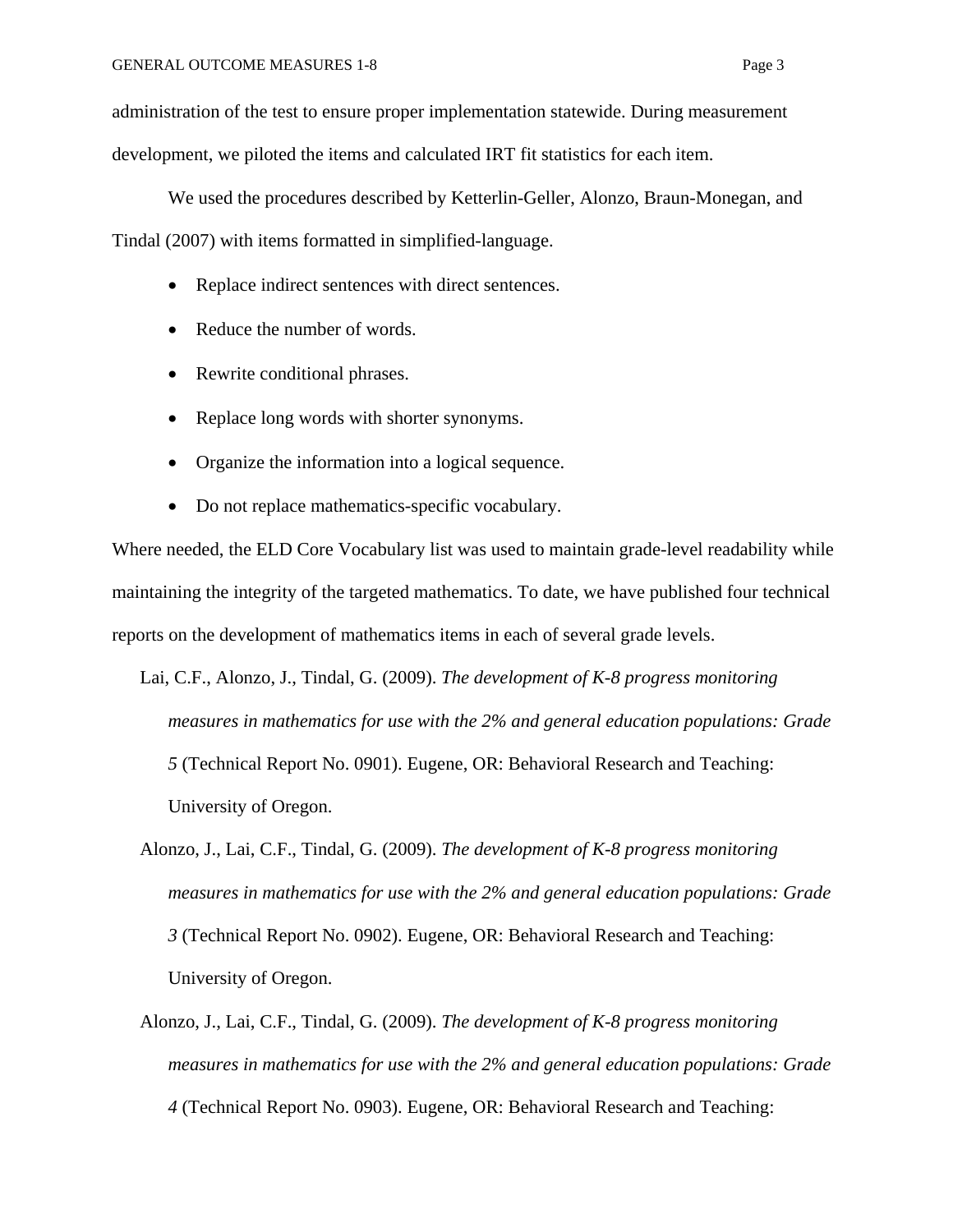administration of the test to ensure proper implementation statewide. During measurement development, we piloted the items and calculated IRT fit statistics for each item.

We used the procedures described by Ketterlin-Geller, Alonzo, Braun-Monegan, and Tindal (2007) with items formatted in simplified-language.

- Replace indirect sentences with direct sentences.
- Reduce the number of words.
- Rewrite conditional phrases.
- Replace long words with shorter synonyms.
- Organize the information into a logical sequence.
- Do not replace mathematics-specific vocabulary.

Where needed, the ELD Core Vocabulary list was used to maintain grade-level readability while maintaining the integrity of the targeted mathematics. To date, we have published four technical reports on the development of mathematics items in each of several grade levels.

Lai, C.F., Alonzo, J., Tindal, G. (2009). *The development of K-8 progress monitoring measures in mathematics for use with the 2% and general education populations: Grade 5* (Technical Report No. 0901). Eugene, OR: Behavioral Research and Teaching: University of Oregon.

Alonzo, J., Lai, C.F., Tindal, G. (2009). *The development of K-8 progress monitoring measures in mathematics for use with the 2% and general education populations: Grade 3* (Technical Report No. 0902). Eugene, OR: Behavioral Research and Teaching: University of Oregon.

Alonzo, J., Lai, C.F., Tindal, G. (2009). *The development of K-8 progress monitoring measures in mathematics for use with the 2% and general education populations: Grade 4* (Technical Report No. 0903). Eugene, OR: Behavioral Research and Teaching: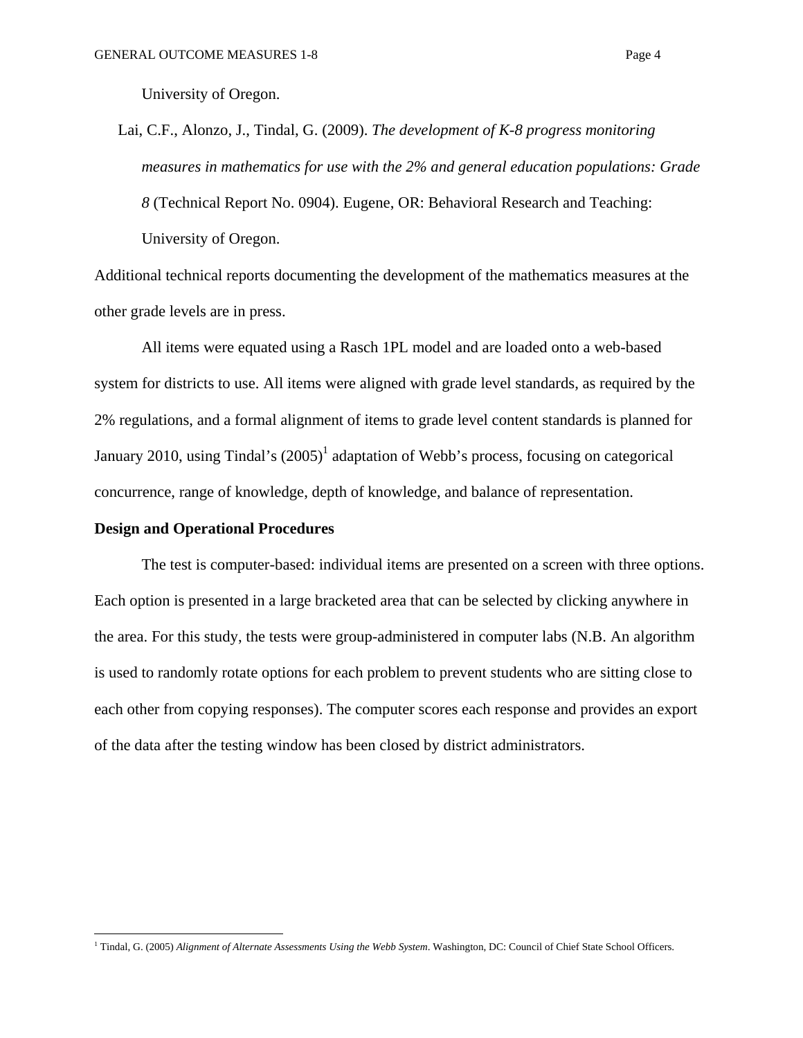University of Oregon.

Lai, C.F., Alonzo, J., Tindal, G. (2009). *The development of K-8 progress monitoring measures in mathematics for use with the 2% and general education populations: Grade 8* (Technical Report No. 0904). Eugene, OR: Behavioral Research and Teaching: University of Oregon.

Additional technical reports documenting the development of the mathematics measures at the other grade levels are in press.

All items were equated using a Rasch 1PL model and are loaded onto a web-based system for districts to use. All items were aligned with grade level standards, as required by the 2% regulations, and a formal alignment of items to grade level content standards is planned for January 2010, using Tindal's (2005)[1] adaptation of Webb's process, focusing on categorical concurrence, range of knowledge, depth of knowledge, and balance of representation.

**Design and Operational Procedures**

The test is computer-based: individual items are presented on a screen with three options. Each option is presented in a large bracketed area that can be selected by clicking anywhere in the area. For this study, the tests were group-administered in computer labs (N.B. An algorithm is used to randomly rotate options for each problem to prevent students who are sitting close to each other from copying responses). The computer scores each response and provides an export of the data after the testing window has been closed by district administrators.

[1] Tindal, G. (2005) *Alignment of Alternate Assessments Using the Webb System*. Washington, DC: Council of Chief State School Officers.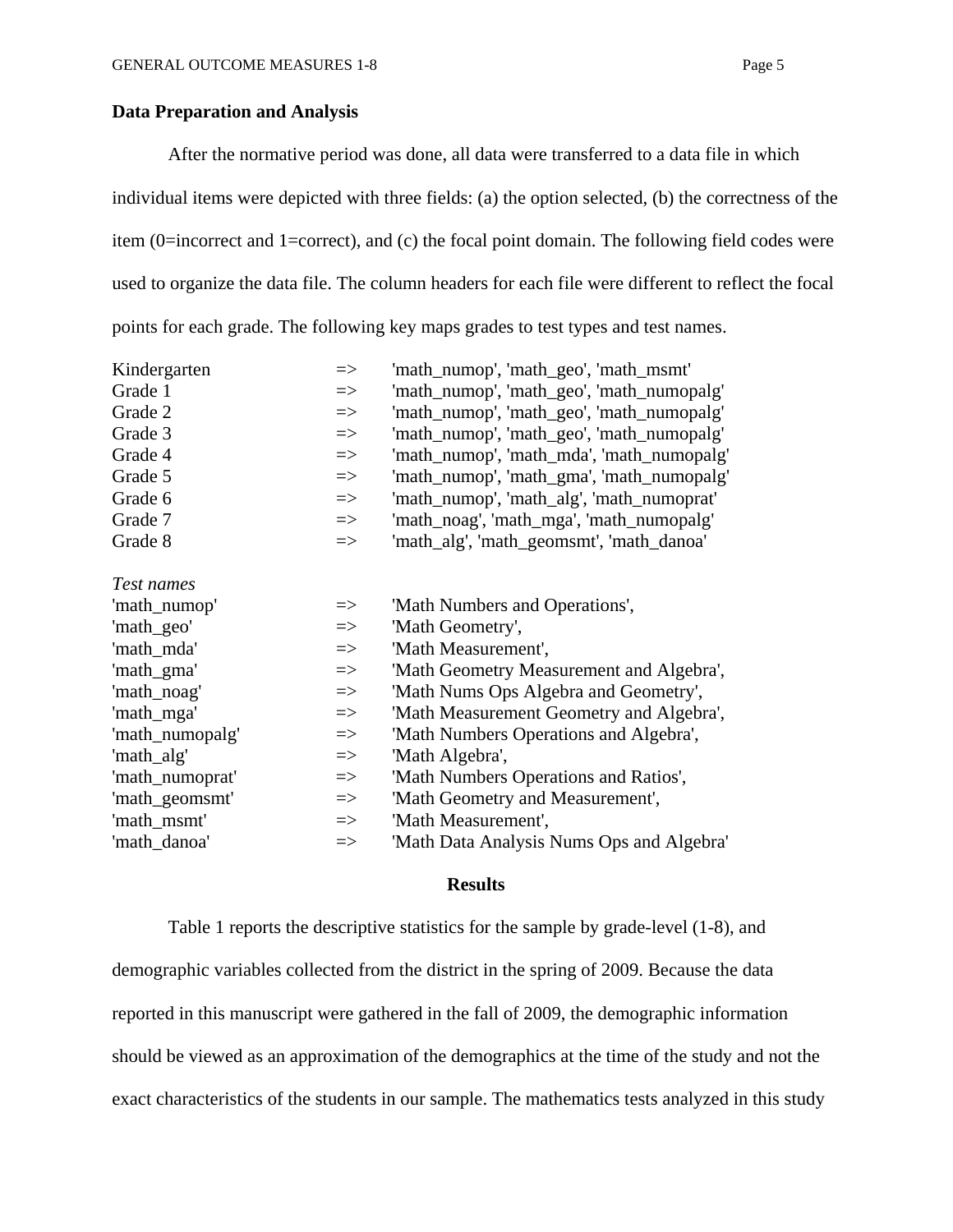**Data Preparation and Analysis**

After the normative period was done, all data were transferred to a data file in which individual items were depicted with three fields: (a) the option selected, (b) the correctness of the item (0=incorrect and 1=correct), and (c) the focal point domain. The following field codes were used to organize the data file. The column headers for each file were different to reflect the focal points for each grade. The following key maps grades to test types and test names.

| | | |
|---|---|---|
| Kindergarten | => | 'math_numop', 'math_geo', 'math_msmt' |
| Grade 1 | => | 'math_numop', 'math_geo', 'math_numopalg' |
| Grade 2 | => | 'math_numop', 'math_geo', 'math_numopalg' |
| Grade 3 | => | 'math_numop', 'math_geo', 'math_numopalg' |
| Grade 4 | => | 'math_numop', 'math_mda', 'math_numopalg' |
| Grade 5 | => | 'math_numop', 'math_gma', 'math_numopalg' |
| Grade 6 | => | 'math_numop', 'math_alg', 'math_numoprat' |
| Grade 7 | => | 'math_noag', 'math_mga', 'math_numopalg' |
| Grade 8 | => | 'math_alg', 'math_geomsmt', 'math_danoa' |

| *Test names* | | |
|---|---|---|
| 'math_numop' | => | 'Math Numbers and Operations', |
| 'math_geo' | => | 'Math Geometry', |
| 'math_mda' | => | 'Math Measurement', |
| 'math_gma' | => | 'Math Geometry Measurement and Algebra', |
| 'math_noag' | => | 'Math Nums Ops Algebra and Geometry', |
| 'math_mga' | => | 'Math Measurement Geometry and Algebra', |
| 'math_numopalg' | => | 'Math Numbers Operations and Algebra', |
| 'math_alg' | => | 'Math Algebra', |
| 'math_numoprat' | => | 'Math Numbers Operations and Ratios', |
| 'math_geomsmt' | => | 'Math Geometry and Measurement', |
| 'math_msmt' | => | 'Math Measurement', |
| 'math_danoa' | => | 'Math Data Analysis Nums Ops and Algebra' |

## Results

Table 1 reports the descriptive statistics for the sample by grade-level (1-8), and demographic variables collected from the district in the spring of 2009. Because the data reported in this manuscript were gathered in the fall of 2009, the demographic information should be viewed as an approximation of the demographics at the time of the study and not the exact characteristics of the students in our sample. The mathematics tests analyzed in this study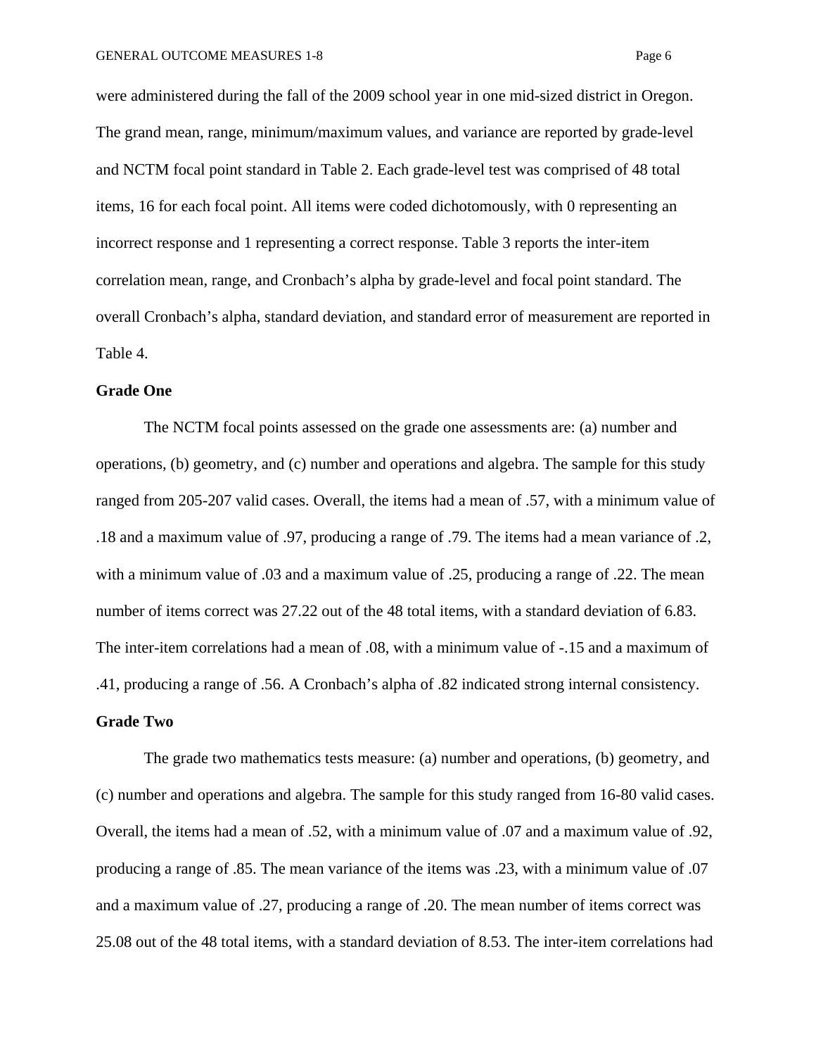were administered during the fall of the 2009 school year in one mid-sized district in Oregon. The grand mean, range, minimum/maximum values, and variance are reported by grade-level and NCTM focal point standard in Table 2. Each grade-level test was comprised of 48 total items, 16 for each focal point. All items were coded dichotomously, with 0 representing an incorrect response and 1 representing a correct response. Table 3 reports the inter-item correlation mean, range, and Cronbach's alpha by grade-level and focal point standard. The overall Cronbach's alpha, standard deviation, and standard error of measurement are reported in Table 4.

**Grade One**

The NCTM focal points assessed on the grade one assessments are: (a) number and operations, (b) geometry, and (c) number and operations and algebra. The sample for this study ranged from 205-207 valid cases. Overall, the items had a mean of .57, with a minimum value of .18 and a maximum value of .97, producing a range of .79. The items had a mean variance of .2, with a minimum value of .03 and a maximum value of .25, producing a range of .22. The mean number of items correct was 27.22 out of the 48 total items, with a standard deviation of 6.83. The inter-item correlations had a mean of .08, with a minimum value of -.15 and a maximum of .41, producing a range of .56. A Cronbach's alpha of .82 indicated strong internal consistency.

**Grade Two**

The grade two mathematics tests measure: (a) number and operations, (b) geometry, and (c) number and operations and algebra. The sample for this study ranged from 16-80 valid cases. Overall, the items had a mean of .52, with a minimum value of .07 and a maximum value of .92, producing a range of .85. The mean variance of the items was .23, with a minimum value of .07 and a maximum value of .27, producing a range of .20. The mean number of items correct was 25.08 out of the 48 total items, with a standard deviation of 8.53. The inter-item correlations had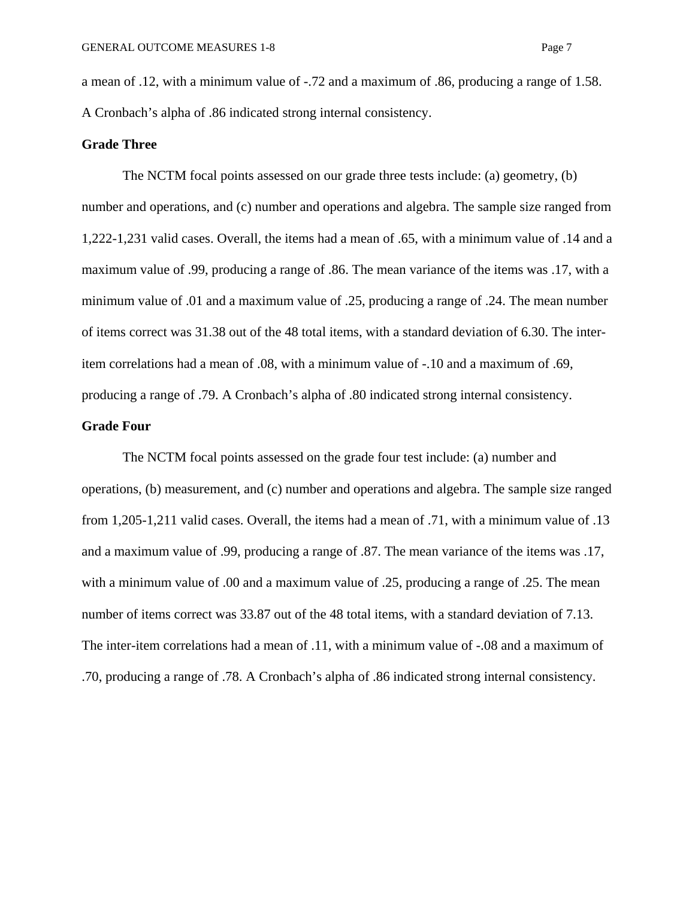a mean of .12, with a minimum value of -.72 and a maximum of .86, producing a range of 1.58. A Cronbach's alpha of .86 indicated strong internal consistency.

**Grade Three**

The NCTM focal points assessed on our grade three tests include: (a) geometry, (b) number and operations, and (c) number and operations and algebra. The sample size ranged from 1,222-1,231 valid cases. Overall, the items had a mean of .65, with a minimum value of .14 and a maximum value of .99, producing a range of .86. The mean variance of the items was .17, with a minimum value of .01 and a maximum value of .25, producing a range of .24. The mean number of items correct was 31.38 out of the 48 total items, with a standard deviation of 6.30. The inter-item correlations had a mean of .08, with a minimum value of -.10 and a maximum of .69, producing a range of .79. A Cronbach's alpha of .80 indicated strong internal consistency.

**Grade Four**

The NCTM focal points assessed on the grade four test include: (a) number and operations, (b) measurement, and (c) number and operations and algebra. The sample size ranged from 1,205-1,211 valid cases. Overall, the items had a mean of .71, with a minimum value of .13 and a maximum value of .99, producing a range of .87. The mean variance of the items was .17, with a minimum value of .00 and a maximum value of .25, producing a range of .25. The mean number of items correct was 33.87 out of the 48 total items, with a standard deviation of 7.13. The inter-item correlations had a mean of .11, with a minimum value of -.08 and a maximum of .70, producing a range of .78. A Cronbach's alpha of .86 indicated strong internal consistency.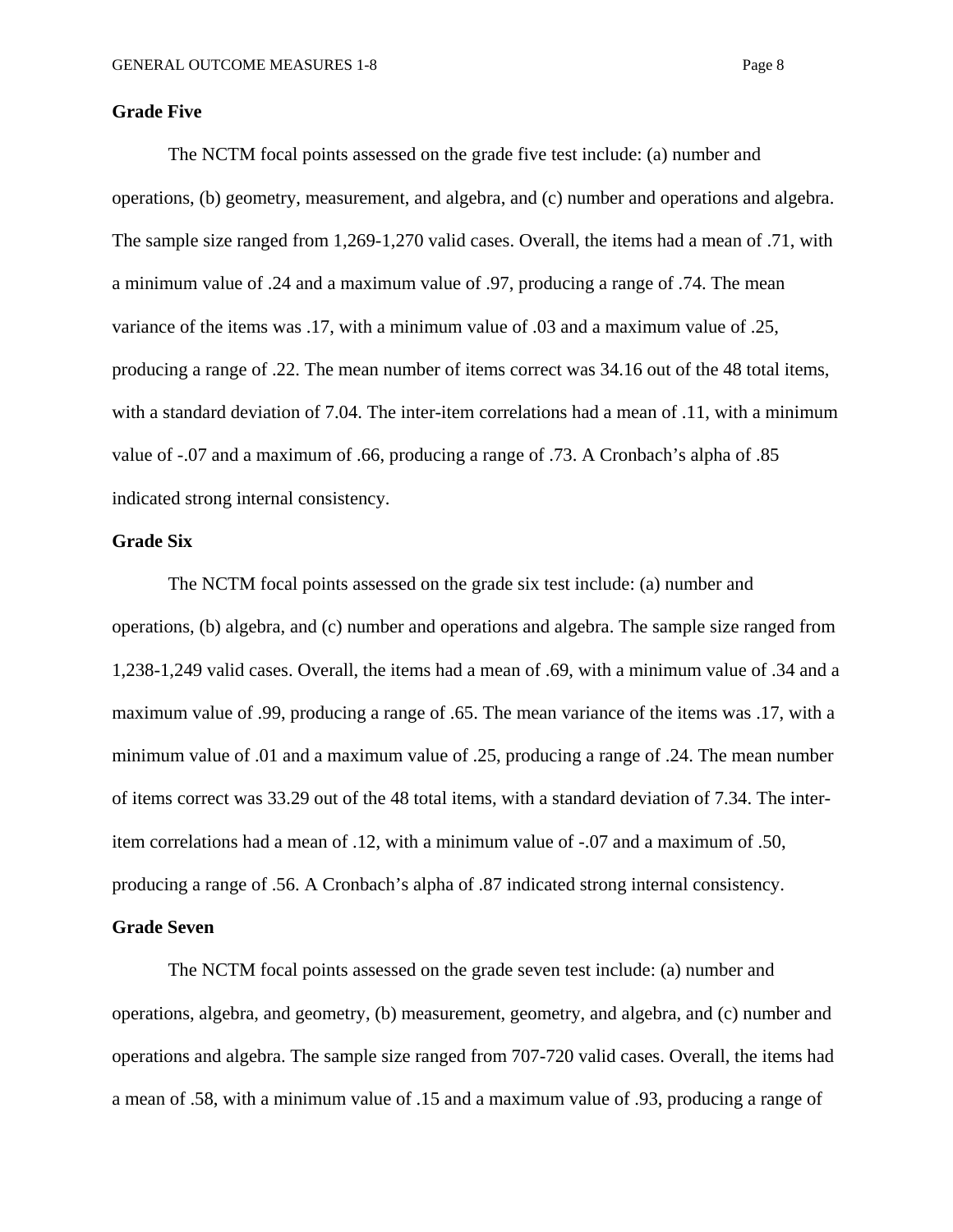**Grade Five**

The NCTM focal points assessed on the grade five test include: (a) number and operations, (b) geometry, measurement, and algebra, and (c) number and operations and algebra. The sample size ranged from 1,269-1,270 valid cases. Overall, the items had a mean of .71, with a minimum value of .24 and a maximum value of .97, producing a range of .74. The mean variance of the items was .17, with a minimum value of .03 and a maximum value of .25, producing a range of .22. The mean number of items correct was 34.16 out of the 48 total items, with a standard deviation of 7.04. The inter-item correlations had a mean of .11, with a minimum value of -.07 and a maximum of .66, producing a range of .73. A Cronbach's alpha of .85 indicated strong internal consistency.

**Grade Six**

The NCTM focal points assessed on the grade six test include: (a) number and operations, (b) algebra, and (c) number and operations and algebra. The sample size ranged from 1,238-1,249 valid cases. Overall, the items had a mean of .69, with a minimum value of .34 and a maximum value of .99, producing a range of .65. The mean variance of the items was .17, with a minimum value of .01 and a maximum value of .25, producing a range of .24. The mean number of items correct was 33.29 out of the 48 total items, with a standard deviation of 7.34. The inter-item correlations had a mean of .12, with a minimum value of -.07 and a maximum of .50, producing a range of .56. A Cronbach's alpha of .87 indicated strong internal consistency.

**Grade Seven**

The NCTM focal points assessed on the grade seven test include: (a) number and operations, algebra, and geometry, (b) measurement, geometry, and algebra, and (c) number and operations and algebra. The sample size ranged from 707-720 valid cases. Overall, the items had a mean of .58, with a minimum value of .15 and a maximum value of .93, producing a range of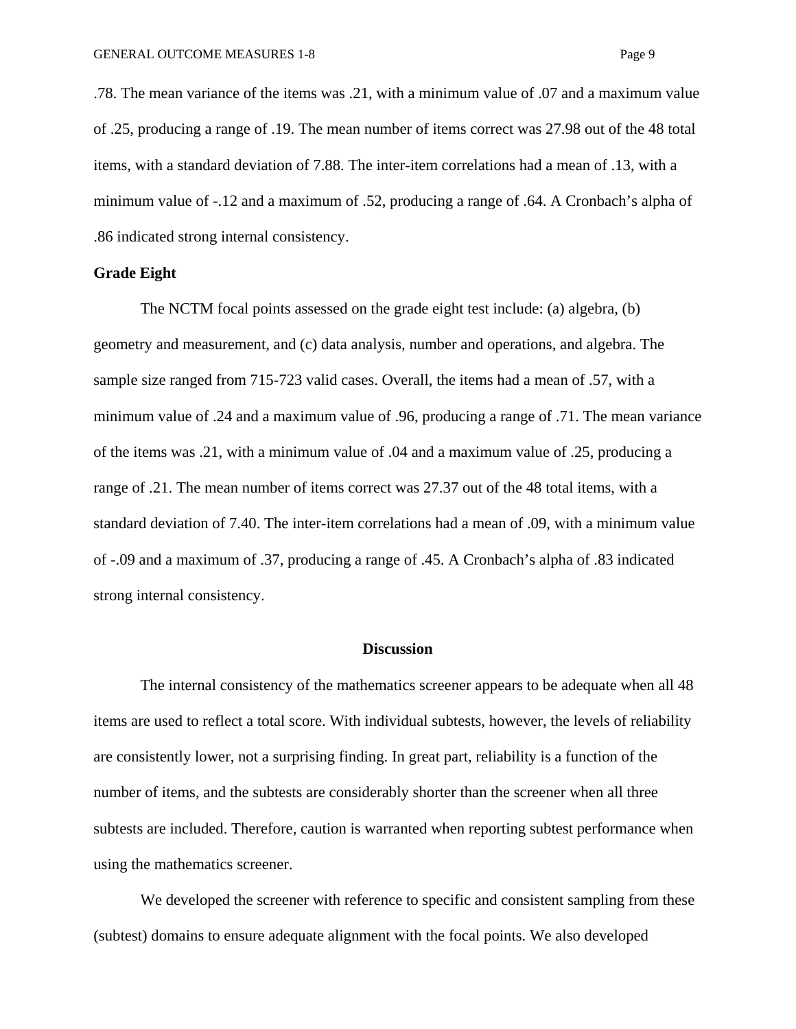.78. The mean variance of the items was .21, with a minimum value of .07 and a maximum value of .25, producing a range of .19. The mean number of items correct was 27.98 out of the 48 total items, with a standard deviation of 7.88. The inter-item correlations had a mean of .13, with a minimum value of -.12 and a maximum of .52, producing a range of .64. A Cronbach's alpha of .86 indicated strong internal consistency.

### Grade Eight

The NCTM focal points assessed on the grade eight test include: (a) algebra, (b) geometry and measurement, and (c) data analysis, number and operations, and algebra. The sample size ranged from 715-723 valid cases. Overall, the items had a mean of .57, with a minimum value of .24 and a maximum value of .96, producing a range of .71. The mean variance of the items was .21, with a minimum value of .04 and a maximum value of .25, producing a range of .21. The mean number of items correct was 27.37 out of the 48 total items, with a standard deviation of 7.40. The inter-item correlations had a mean of .09, with a minimum value of -.09 and a maximum of .37, producing a range of .45. A Cronbach's alpha of .83 indicated strong internal consistency.

## Discussion

The internal consistency of the mathematics screener appears to be adequate when all 48 items are used to reflect a total score. With individual subtests, however, the levels of reliability are consistently lower, not a surprising finding. In great part, reliability is a function of the number of items, and the subtests are considerably shorter than the screener when all three subtests are included. Therefore, caution is warranted when reporting subtest performance when using the mathematics screener.

We developed the screener with reference to specific and consistent sampling from these (subtest) domains to ensure adequate alignment with the focal points. We also developed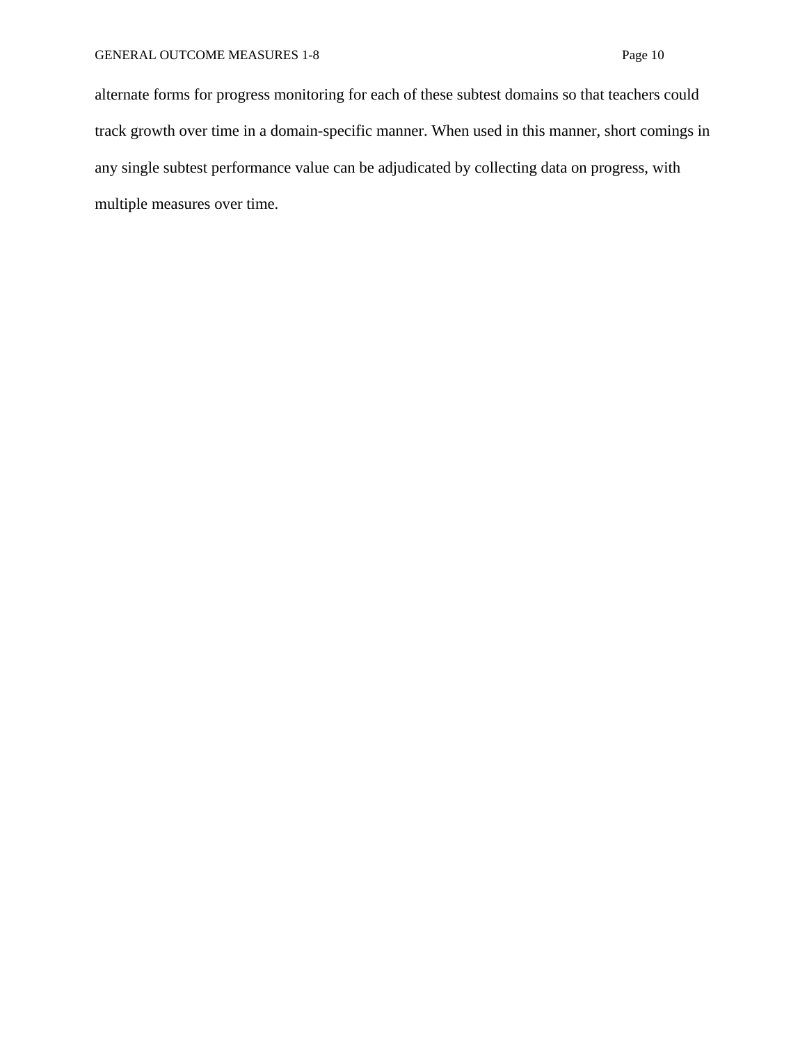alternate forms for progress monitoring for each of these subtest domains so that teachers could track growth over time in a domain-specific manner. When used in this manner, short comings in any single subtest performance value can be adjudicated by collecting data on progress, with multiple measures over time.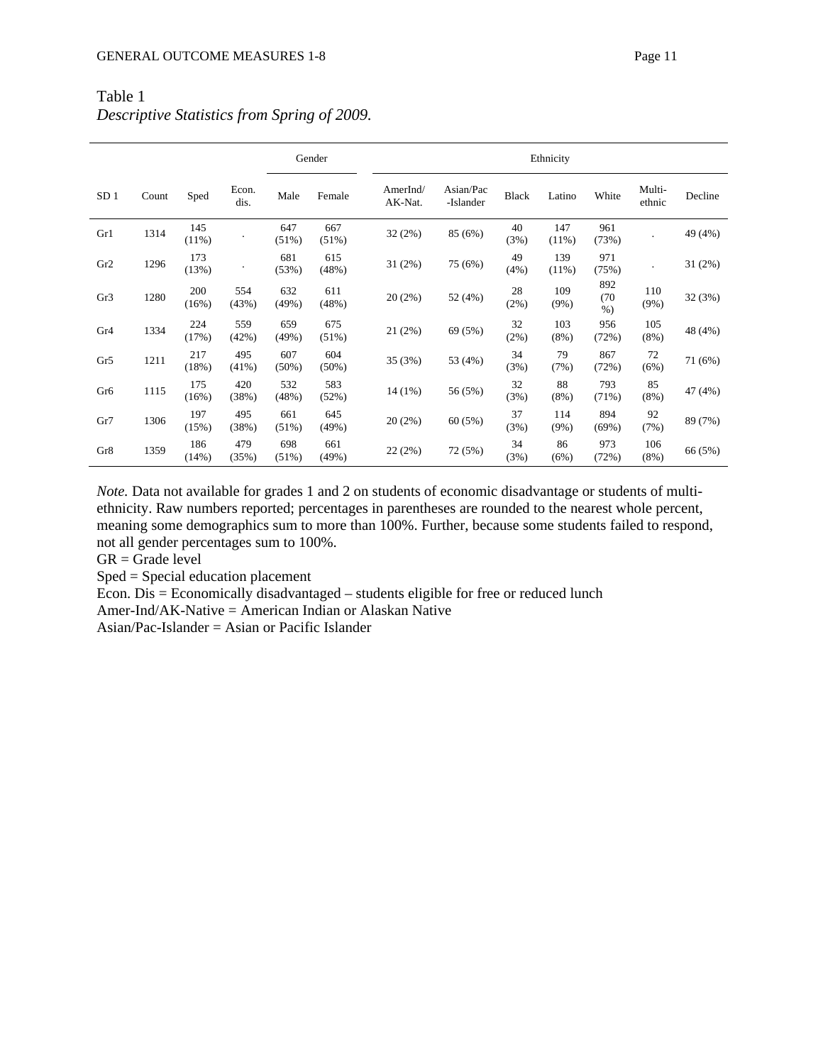Table 1
*Descriptive Statistics from Spring of 2009.*

| | | | | Gender | | Ethnicity | | | | | | |
|---|---|---|---|---|---|---|---|---|---|---|---|---|
| SD 1 | Count | Sped | Econ. dis. | Male | Female | AmerInd/ AK-Nat. | Asian/Pac -Islander | Black | Latino | White | Multi-ethnic | Decline |
| Gr1 | 1314 | 145 (11%) | . | 647 (51%) | 667 (51%) | 32 (2%) | 85 (6%) | 40 (3%) | 147 (11%) | 961 (73%) | . | 49 (4%) |
| Gr2 | 1296 | 173 (13%) | . | 681 (53%) | 615 (48%) | 31 (2%) | 75 (6%) | 49 (4%) | 139 (11%) | 971 (75%) | . | 31 (2%) |
| Gr3 | 1280 | 200 (16%) | 554 (43%) | 632 (49%) | 611 (48%) | 20 (2%) | 52 (4%) | 28 (2%) | 109 (9%) | 892 (70 %) | 110 (9%) | 32 (3%) |
| Gr4 | 1334 | 224 (17%) | 559 (42%) | 659 (49%) | 675 (51%) | 21 (2%) | 69 (5%) | 32 (2%) | 103 (8%) | 956 (72%) | 105 (8%) | 48 (4%) |
| Gr5 | 1211 | 217 (18%) | 495 (41%) | 607 (50%) | 604 (50%) | 35 (3%) | 53 (4%) | 34 (3%) | 79 (7%) | 867 (72%) | 72 (6%) | 71 (6%) |
| Gr6 | 1115 | 175 (16%) | 420 (38%) | 532 (48%) | 583 (52%) | 14 (1%) | 56 (5%) | 32 (3%) | 88 (8%) | 793 (71%) | 85 (8%) | 47 (4%) |
| Gr7 | 1306 | 197 (15%) | 495 (38%) | 661 (51%) | 645 (49%) | 20 (2%) | 60 (5%) | 37 (3%) | 114 (9%) | 894 (69%) | 92 (7%) | 89 (7%) |
| Gr8 | 1359 | 186 (14%) | 479 (35%) | 698 (51%) | 661 (49%) | 22 (2%) | 72 (5%) | 34 (3%) | 86 (6%) | 973 (72%) | 106 (8%) | 66 (5%) |

*Note.* Data not available for grades 1 and 2 on students of economic disadvantage or students of multi-ethnicity. Raw numbers reported; percentages in parentheses are rounded to the nearest whole percent, meaning some demographics sum to more than 100%. Further, because some students failed to respond, not all gender percentages sum to 100%.
GR = Grade level
Sped = Special education placement
Econ. Dis = Economically disadvantaged – students eligible for free or reduced lunch
Amer-Ind/AK-Native = American Indian or Alaskan Native
Asian/Pac-Islander = Asian or Pacific Islander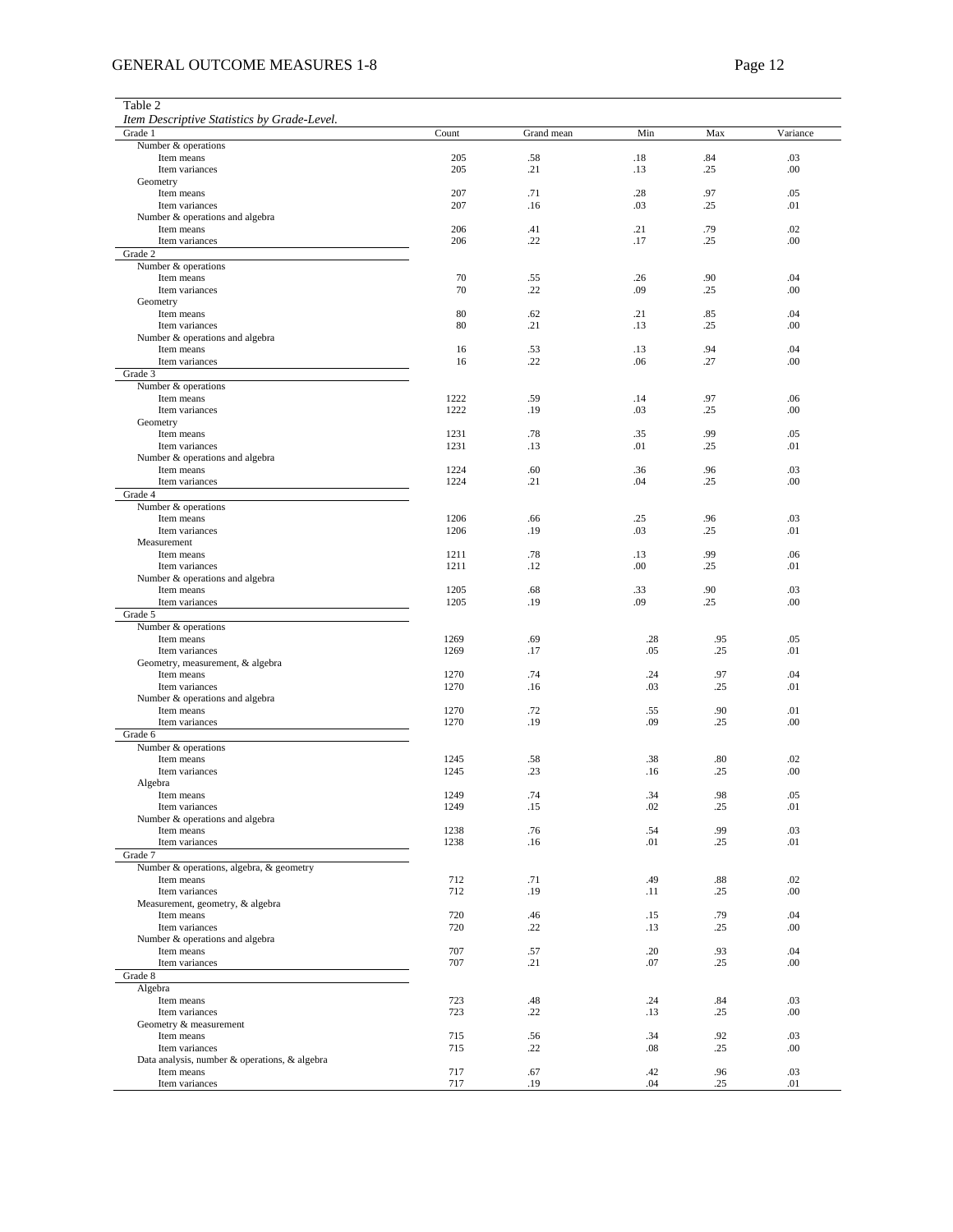Table 2

*Item Descriptive Statistics by Grade-Level.*

| Grade 1 | Count | Grand mean | Min | Max | Variance |
|---|---|---|---|---|---|
| Number & operations | | | | | |
| Item means | 205 | .58 | .18 | .84 | .03 |
| Item variances | 205 | .21 | .13 | .25 | .00 |
| Geometry | | | | | |
| Item means | 207 | .71 | .28 | .97 | .05 |
| Item variances | 207 | .16 | .03 | .25 | .01 |
| Number & operations and algebra | | | | | |
| Item means | 206 | .41 | .21 | .79 | .02 |
| Item variances | 206 | .22 | .17 | .25 | .00 |
| Grade 2 | | | | | |
| Number & operations | | | | | |
| Item means | 70 | .55 | .26 | .90 | .04 |
| Item variances | 70 | .22 | .09 | .25 | .00 |
| Geometry | | | | | |
| Item means | 80 | .62 | .21 | .85 | .04 |
| Item variances | 80 | .21 | .13 | .25 | .00 |
| Number & operations and algebra | | | | | |
| Item means | 16 | .53 | .13 | .94 | .04 |
| Item variances | 16 | .22 | .06 | .27 | .00 |
| Grade 3 | | | | | |
| Number & operations | | | | | |
| Item means | 1222 | .59 | .14 | .97 | .06 |
| Item variances | 1222 | .19 | .03 | .25 | .00 |
| Geometry | | | | | |
| Item means | 1231 | .78 | .35 | .99 | .05 |
| Item variances | 1231 | .13 | .01 | .25 | .01 |
| Number & operations and algebra | | | | | |
| Item means | 1224 | .60 | .36 | .96 | .03 |
| Item variances | 1224 | .21 | .04 | .25 | .00 |
| Grade 4 | | | | | |
| Number & operations | | | | | |
| Item means | 1206 | .66 | .25 | .96 | .03 |
| Item variances | 1206 | .19 | .03 | .25 | .01 |
| Measurement | | | | | |
| Item means | 1211 | .78 | .13 | .99 | .06 |
| Item variances | 1211 | .12 | .00 | .25 | .01 |
| Number & operations and algebra | | | | | |
| Item means | 1205 | .68 | .33 | .90 | .03 |
| Item variances | 1205 | .19 | .09 | .25 | .00 |
| Grade 5 | | | | | |
| Number & operations | | | | | |
| Item means | 1269 | .69 | .28 | .95 | .05 |
| Item variances | 1269 | .17 | .05 | .25 | .01 |
| Geometry, measurement, & algebra | | | | | |
| Item means | 1270 | .74 | .24 | .97 | .04 |
| Item variances | 1270 | .16 | .03 | .25 | .01 |
| Number & operations and algebra | | | | | |
| Item means | 1270 | .72 | .55 | .90 | .01 |
| Item variances | 1270 | .19 | .09 | .25 | .00 |
| Grade 6 | | | | | |
| Number & operations | | | | | |
| Item means | 1245 | .58 | .38 | .80 | .02 |
| Item variances | 1245 | .23 | .16 | .25 | .00 |
| Algebra | | | | | |
| Item means | 1249 | .74 | .34 | .98 | .05 |
| Item variances | 1249 | .15 | .02 | .25 | .01 |
| Number & operations and algebra | | | | | |
| Item means | 1238 | .76 | .54 | .99 | .03 |
| Item variances | 1238 | .16 | .01 | .25 | .01 |
| Grade 7 | | | | | |
| Number & operations, algebra, & geometry | | | | | |
| Item means | 712 | .71 | .49 | .88 | .02 |
| Item variances | 712 | .19 | .11 | .25 | .00 |
| Measurement, geometry, & algebra | | | | | |
| Item means | 720 | .46 | .15 | .79 | .04 |
| Item variances | 720 | .22 | .13 | .25 | .00 |
| Number & operations and algebra | | | | | |
| Item means | 707 | .57 | .20 | .93 | .04 |
| Item variances | 707 | .21 | .07 | .25 | .00 |
| Grade 8 | | | | | |
| Algebra | | | | | |
| Item means | 723 | .48 | .24 | .84 | .03 |
| Item variances | 723 | .22 | .13 | .25 | .00 |
| Geometry & measurement | | | | | |
| Item means | 715 | .56 | .34 | .92 | .03 |
| Item variances | 715 | .22 | .08 | .25 | .00 |
| Data analysis, number & operations, & algebra | | | | | |
| Item means | 717 | .67 | .42 | .96 | .03 |
| Item variances | 717 | .19 | .04 | .25 | .01 |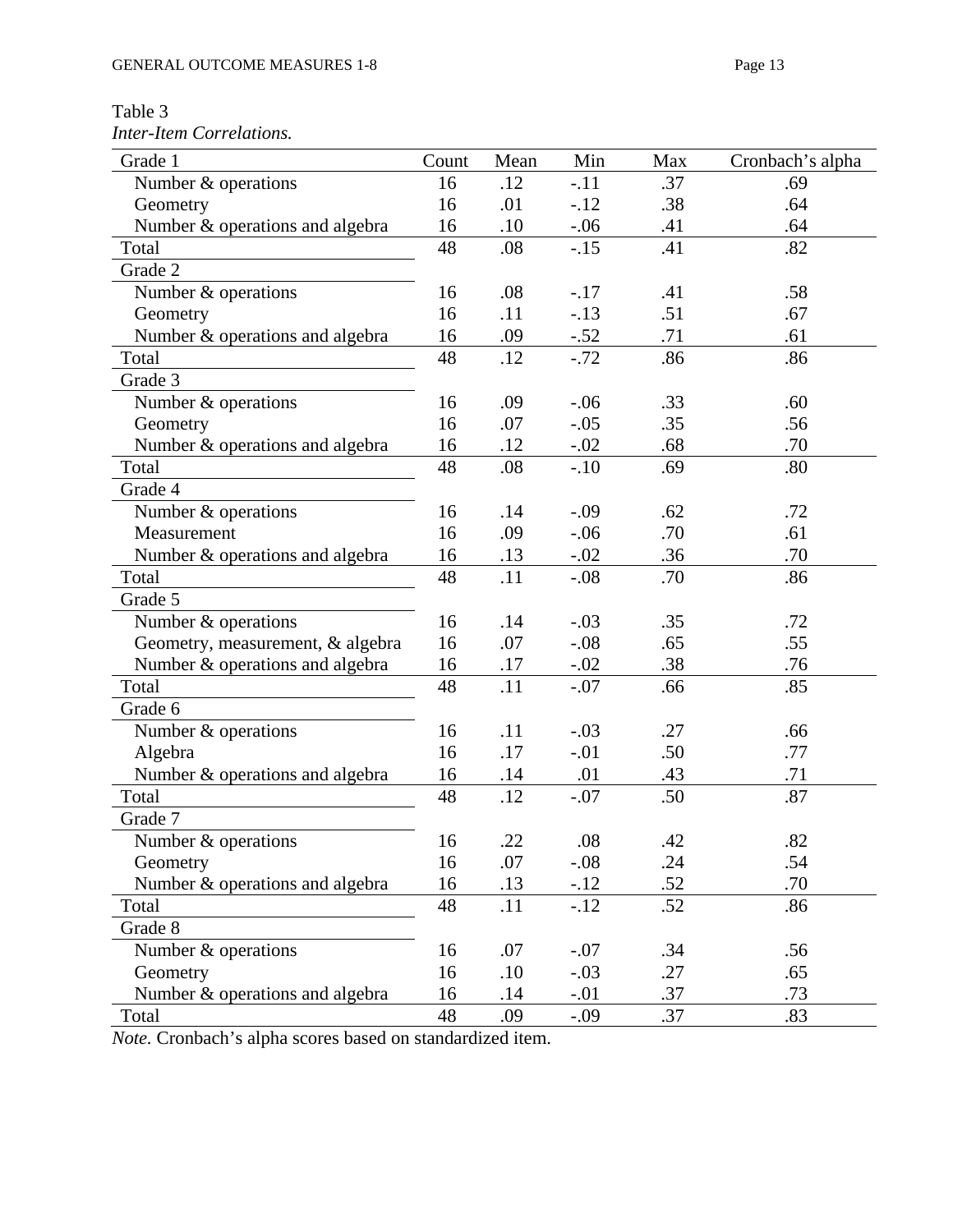Table 3

*Inter-Item Correlations.*

| Grade 1 | Count | Mean | Min | Max | Cronbach's alpha |
|---|---|---|---|---|---|
| Number & operations | 16 | .12 | -.11 | .37 | .69 |
| Geometry | 16 | .01 | -.12 | .38 | .64 |
| Number & operations and algebra | 16 | .10 | -.06 | .41 | .64 |
| Total | 48 | .08 | -.15 | .41 | .82 |
| Grade 2 | | | | | |
| Number & operations | 16 | .08 | -.17 | .41 | .58 |
| Geometry | 16 | .11 | -.13 | .51 | .67 |
| Number & operations and algebra | 16 | .09 | -.52 | .71 | .61 |
| Total | 48 | .12 | -.72 | .86 | .86 |
| Grade 3 | | | | | |
| Number & operations | 16 | .09 | -.06 | .33 | .60 |
| Geometry | 16 | .07 | -.05 | .35 | .56 |
| Number & operations and algebra | 16 | .12 | -.02 | .68 | .70 |
| Total | 48 | .08 | -.10 | .69 | .80 |
| Grade 4 | | | | | |
| Number & operations | 16 | .14 | -.09 | .62 | .72 |
| Measurement | 16 | .09 | -.06 | .70 | .61 |
| Number & operations and algebra | 16 | .13 | -.02 | .36 | .70 |
| Total | 48 | .11 | -.08 | .70 | .86 |
| Grade 5 | | | | | |
| Number & operations | 16 | .14 | -.03 | .35 | .72 |
| Geometry, measurement, & algebra | 16 | .07 | -.08 | .65 | .55 |
| Number & operations and algebra | 16 | .17 | -.02 | .38 | .76 |
| Total | 48 | .11 | -.07 | .66 | .85 |
| Grade 6 | | | | | |
| Number & operations | 16 | .11 | -.03 | .27 | .66 |
| Algebra | 16 | .17 | -.01 | .50 | .77 |
| Number & operations and algebra | 16 | .14 | .01 | .43 | .71 |
| Total | 48 | .12 | -.07 | .50 | .87 |
| Grade 7 | | | | | |
| Number & operations | 16 | .22 | .08 | .42 | .82 |
| Geometry | 16 | .07 | -.08 | .24 | .54 |
| Number & operations and algebra | 16 | .13 | -.12 | .52 | .70 |
| Total | 48 | .11 | -.12 | .52 | .86 |
| Grade 8 | | | | | |
| Number & operations | 16 | .07 | -.07 | .34 | .56 |
| Geometry | 16 | .10 | -.03 | .27 | .65 |
| Number & operations and algebra | 16 | .14 | -.01 | .37 | .73 |
| Total | 48 | .09 | -.09 | .37 | .83 |

*Note.* Cronbach's alpha scores based on standardized item.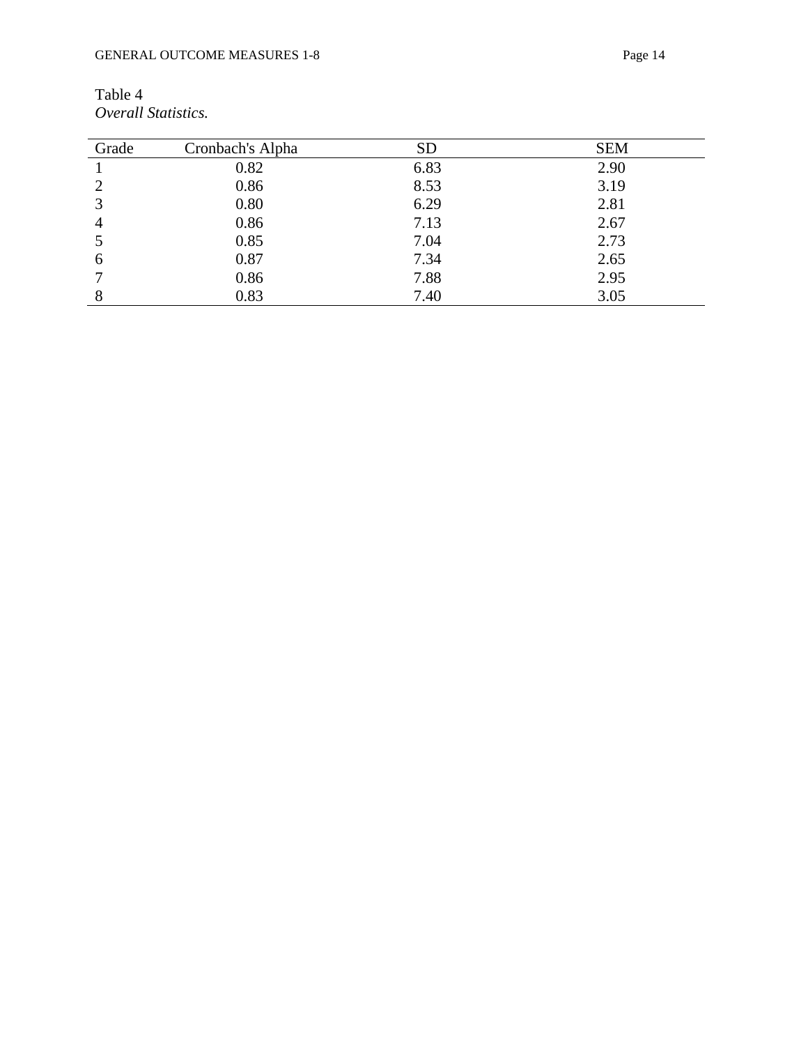Table 4
*Overall Statistics.*

| Grade | Cronbach's Alpha | SD | SEM |
|---|---|---|---|
| 1 | 0.82 | 6.83 | 2.90 |
| 2 | 0.86 | 8.53 | 3.19 |
| 3 | 0.80 | 6.29 | 2.81 |
| 4 | 0.86 | 7.13 | 2.67 |
| 5 | 0.85 | 7.04 | 2.73 |
| 6 | 0.87 | 7.34 | 2.65 |
| 7 | 0.86 | 7.88 | 2.95 |
| 8 | 0.83 | 7.40 | 3.05 |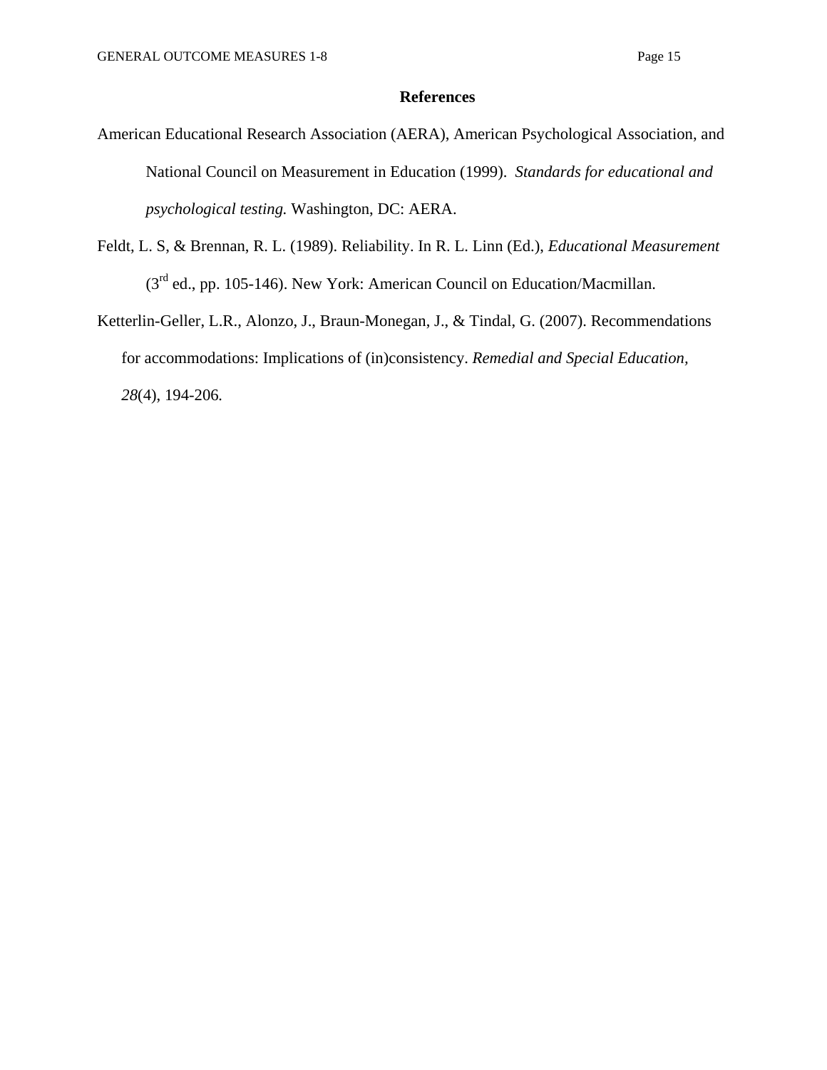# References

American Educational Research Association (AERA), American Psychological Association, and National Council on Measurement in Education (1999). *Standards for educational and psychological testing.* Washington, DC: AERA.

Feldt, L. S, & Brennan, R. L. (1989). Reliability. In R. L. Linn (Ed.), *Educational Measurement* (3rd ed., pp. 105-146). New York: American Council on Education/Macmillan.

Ketterlin-Geller, L.R., Alonzo, J., Braun-Monegan, J., & Tindal, G. (2007). Recommendations for accommodations: Implications of (in)consistency. *Remedial and Special Education, 28*(4), 194-206.